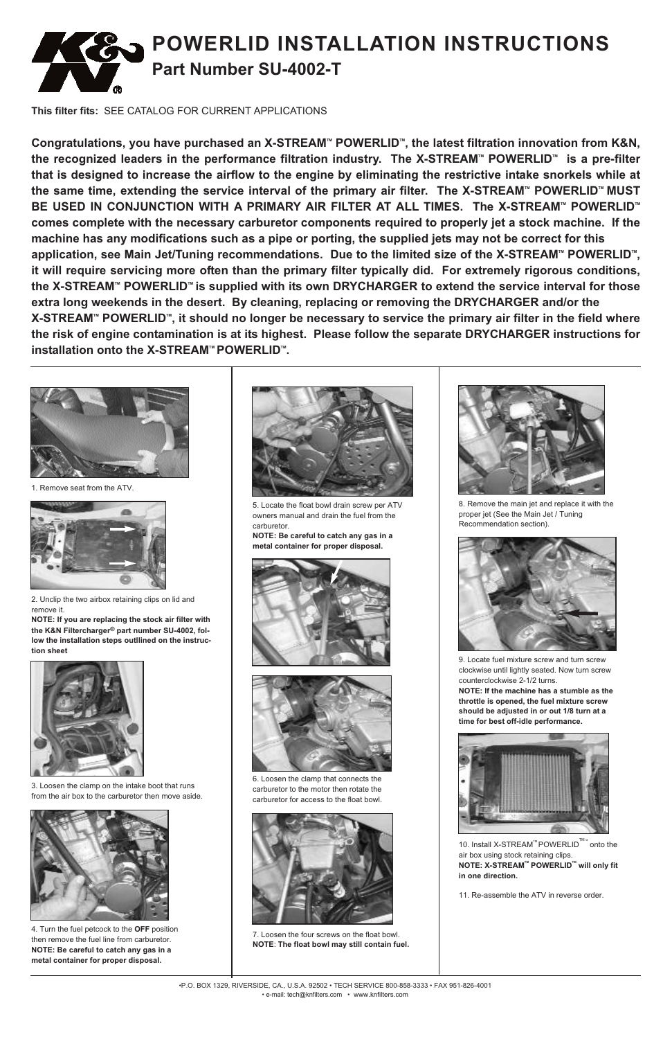# POWERLID INSTALLATION INSTRUCTIONS

## Part Number SU-4002-T

**This filter fits:** SEE CATALOG FOR CURRENT APPLICATIONS

**Congratulations, you have purchased an X-STREAM™ POWERLID™, the latest filtration innovation from K&N, the recognized leaders in the performance filtration industry. The X-STREAM™ POWERLID™ is a pre-filter that is designed to increase the airflow to the engine by eliminating the restrictive intake snorkels while at the same time, extending the service interval of the primary air filter. The X-STREAM™ POWERLID™ MUST BE USED IN CONJUNCTION WITH A PRIMARY AIR FILTER AT ALL TIMES. The X-STREAM™ POWERLID™ comes complete with the necessary carburetor components required to properly jet a stock machine. If the machine has any modifications such as a pipe or porting, the supplied jets may not be correct for this application, see Main Jet/Tuning recommendations. Due to the limited size of the X-STREAM™ POWERLID™, it will require servicing more often than the primary filter typically did. For extremely rigorous conditions, the X-STREAM™ POWERLID™ is supplied with its own DRYCHARGER to extend the service interval for those extra long weekends in the desert. By cleaning, replacing or removing the DRYCHARGER and/or the X-STREAM™ POWERLID™, it should no longer be necessary to service the primary air filter in the field where the risk of engine contamination is at its highest. Please follow the separate DRYCHARGER instructions for installation onto the X-STREAM™ POWERLID™.**

1. Remove seat from the ATV.

2. Unclip the two airbox retaining clips on lid and remove it.
**NOTE: If you are replacing the stock air filter with the K&N Filtercharger® part number SU-4002, follow the installation steps outlined on the instruction sheet**

3. Loosen the clamp on the intake boot that runs from the air box to the carburetor then move aside.

4. Turn the fuel petcock to the **OFF** position then remove the fuel line from carburetor.
**NOTE: Be careful to catch any gas in a metal container for proper disposal.**

5. Locate the float bowl drain screw per ATV owners manual and drain the fuel from the carburetor.
**NOTE: Be careful to catch any gas in a metal container for proper disposal.**

6. Loosen the clamp that connects the carburetor to the motor then rotate the carburetor for access to the float bowl.

7. Loosen the four screws on the float bowl.
**NOTE**: **The float bowl may still contain fuel.**

8. Remove the main jet and replace it with the proper jet (See the Main Jet / Tuning Recommendation section).

9. Locate fuel mixture screw and turn screw clockwise until lightly seated. Now turn screw counterclockwise 2-1/2 turns.
**NOTE: If the machine has a stumble as the throttle is opened, the fuel mixture screw should be adjusted in or out 1/8 turn at a time for best off-idle performance.**

10. Install X-STREAM™ POWERLID™ onto the air box using stock retaining clips.
**NOTE: X-STREAM™ POWERLID™ will only fit in one direction.**

11. Re-assemble the ATV in reverse order.

•P.O. BOX 1329, RIVERSIDE, CA., U.S.A. 92502 • TECH SERVICE 800-858-3333 • FAX 951-826-4001
• e-mail: tech@knfilters.com • www.knfilters.com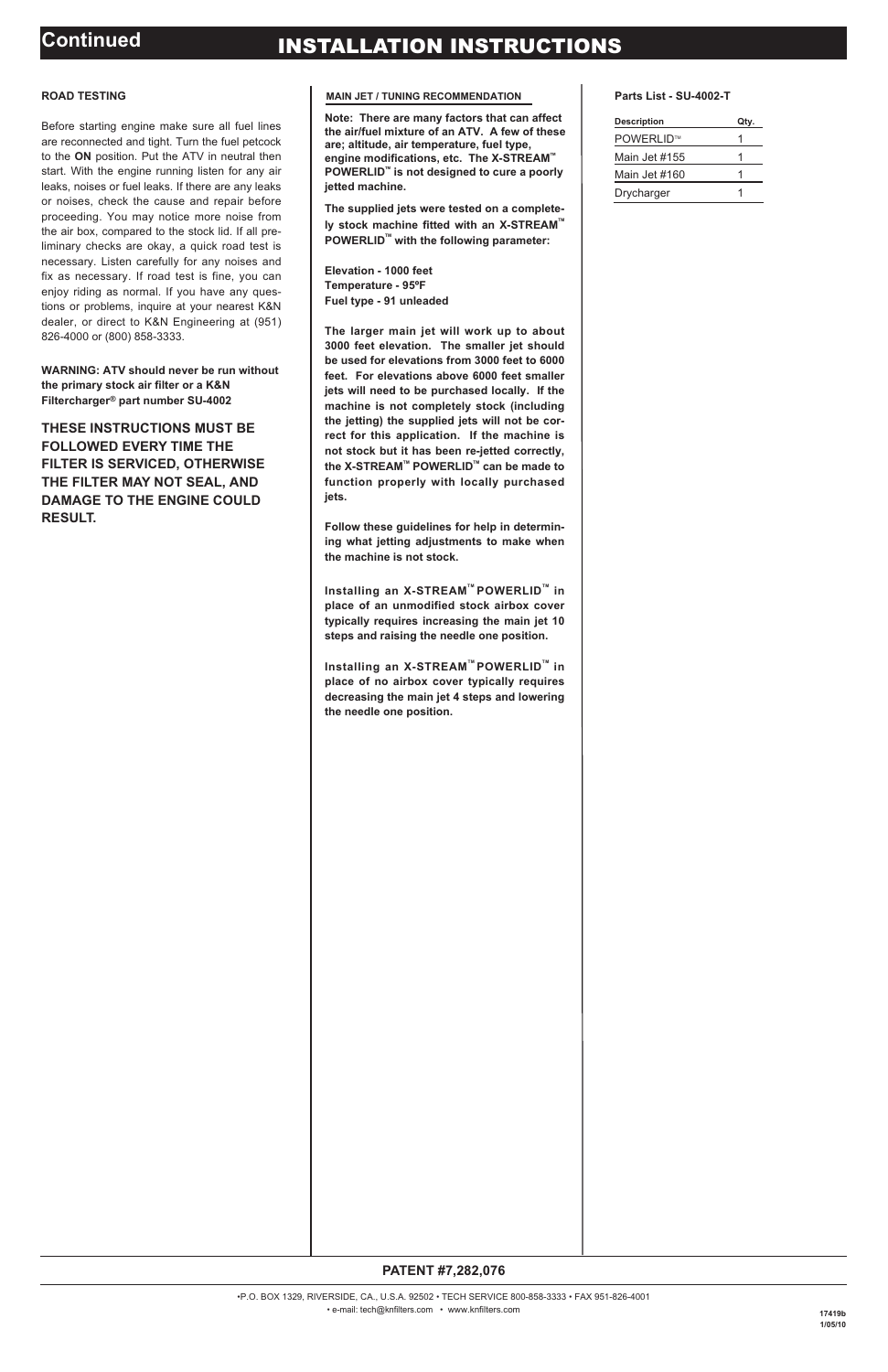# Continued

# INSTALLATION INSTRUCTIONS

## ROAD TESTING

Before starting engine make sure all fuel lines are reconnected and tight. Turn the fuel petcock to the **ON** position. Put the ATV in neutral then start. With the engine running listen for any air leaks, noises or fuel leaks. If there are any leaks or noises, check the cause and repair before proceeding. You may notice more noise from the air box, compared to the stock lid. If all preliminary checks are okay, a quick road test is necessary. Listen carefully for any noises and fix as necessary. If road test is fine, you can enjoy riding as normal. If you have any questions or problems, inquire at your nearest K&N dealer, or direct to K&N Engineering at (951) 826-4000 or (800) 858-3333.

**WARNING: ATV should never be run without the primary stock air filter or a K&N Filtercharger® part number SU-4002**

**THESE INSTRUCTIONS MUST BE FOLLOWED EVERY TIME THE FILTER IS SERVICED, OTHERWISE THE FILTER MAY NOT SEAL, AND DAMAGE TO THE ENGINE COULD RESULT.**

## MAIN JET / TUNING RECOMMENDATION

**Note: There are many factors that can affect the air/fuel mixture of an ATV. A few of these are; altitude, air temperature, fuel type, engine modifications, etc. The X-STREAM™ POWERLID™ is not designed to cure a poorly jetted machine.**

**The supplied jets were tested on a completely stock machine fitted with an X-STREAM™ POWERLID™ with the following parameter:**

**Elevation - 1000 feet**
**Temperature - 95ºF**
**Fuel type - 91 unleaded**

**The larger main jet will work up to about 3000 feet elevation. The smaller jet should be used for elevations from 3000 feet to 6000 feet. For elevations above 6000 feet smaller jets will need to be purchased locally. If the machine is not completely stock (including the jetting) the supplied jets will not be correct for this application. If the machine is not stock but it has been re-jetted correctly, the X-STREAM™ POWERLID™ can be made to function properly with locally purchased jets.**

**Follow these guidelines for help in determining what jetting adjustments to make when the machine is not stock.**

**Installing an X-STREAM™ POWERLID™ in place of an unmodified stock airbox cover typically requires increasing the main jet 10 steps and raising the needle one position.**

**Installing an X-STREAM™ POWERLID™ in place of no airbox cover typically requires decreasing the main jet 4 steps and lowering the needle one position.**

## Parts List - SU-4002-T

| Description | Qty. |
|---|---|
| POWERLID™ | 1 |
| Main Jet #155 | 1 |
| Main Jet #160 | 1 |
| Drycharger | 1 |

**PATENT #7,282,076**

•P.O. BOX 1329, RIVERSIDE, CA., U.S.A. 92502 • TECH SERVICE 800-858-3333 • FAX 951-826-4001
• e-mail: tech@knfilters.com • www.knfilters.com

17419b
1/05/10